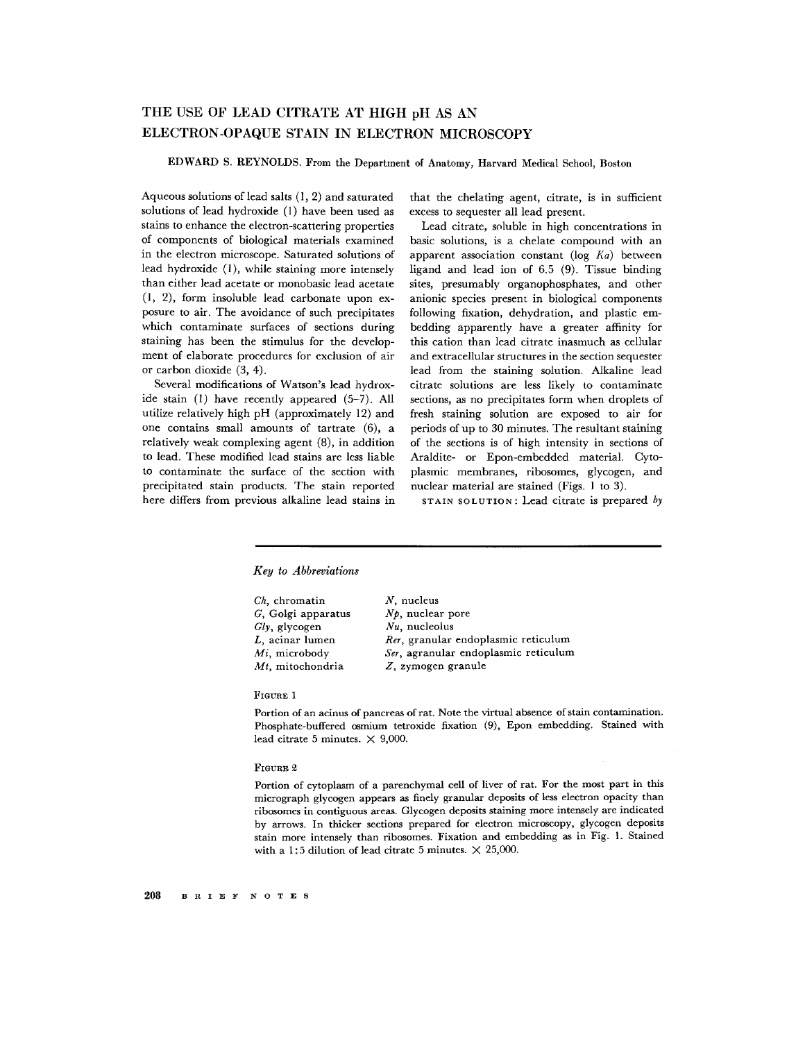# THE USE OF LEAD CITRATE AT HIGH pH AS AN ELECTRON-OPAQUE STAIN IN ELECTRON MICROSCOPY

EDWARD S. REYNOLDS. From the Department of Anatomy, Harvard Medical School, Boston

Aqueous solutions of lead salts (1, 2) and saturated solutions of lead hydroxide (1) have been used as stains to enhance the electron-scattering properties of components of biological materials examined in the electron microscope. Saturated solutions of lead hydroxide (1), while staining more intensely than either lead acetate or monobasic lead acetate (1, 2), form insoluble lead carbonate upon exposure to air. The avoidance of such precipitates which contaminate surfaces of sections during staining has been the stimulus for the development of elaborate procedures for exclusion of air or carbon dioxide (3, 4).

Several modifications of Watson's lead hydroxide stain (1) have recently appeared (5–7). All utilize relatively high pH (approximately 12) and one contains small amounts of tartrate (6), a relatively weak complexing agent (8), in addition to lead. These modified lead stains are less liable to contaminate the surface of the section with precipitated stain products. The stain reported here differs from previous alkaline lead stains in that the chelating agent, citrate, is in sufficient excess to sequester all lead present.

Lead citrate, soluble in high concentrations in basic solutions, is a chelate compound with an apparent association constant (log $Ka$) between ligand and lead ion of 6.5 (9). Tissue binding sites, presumably organophosphates, and other anionic species present in biological components following fixation, dehydration, and plastic embedding apparently have a greater affinity for this cation than lead citrate inasmuch as cellular and extracellular structures in the section sequester lead from the staining solution. Alkaline lead citrate solutions are less likely to contaminate sections, as no precipitates form when droplets of fresh staining solution are exposed to air for periods of up to 30 minutes. The resultant staining of the sections is of high intensity in sections of Araldite- or Epon-embedded material. Cytoplasmic membranes, ribosomes, glycogen, and nuclear material are stained (Figs. 1 to 3).

STAIN SOLUTION: Lead citrate is prepared *by*

*Key to Abbreviations*

| | |
|---|---|
| *Ch*, chromatin | *N*, nucleus |
| *G*, Golgi apparatus | *Np*, nuclear pore |
| *Gly*, glycogen | *Nu*, nucleolus |
| *L*, acinar lumen | *Rer*, granular endoplasmic reticulum |
| *Mi*, microbody | *Ser*, agranular endoplasmic reticulum |
| *Mt*, mitochondria | *Z*, zymogen granule |

FIGURE 1

Portion of an acinus of pancreas of rat. Note the virtual absence of stain contamination. Phosphate-buffered osmium tetroxide fixation (9), Epon embedding. Stained with lead citrate 5 minutes. × 9,000.

FIGURE 2

Portion of cytoplasm of a parenchymal cell of liver of rat. For the most part in this micrograph glycogen appears as finely granular deposits of less electron opacity than ribosomes in contiguous areas. Glycogen deposits staining more intensely are indicated by arrows. In thicker sections prepared for electron microscopy, glycogen deposits stain more intensely than ribosomes. Fixation and embedding as in Fig. 1. Stained with a 1:5 dilution of lead citrate 5 minutes. × 25,000.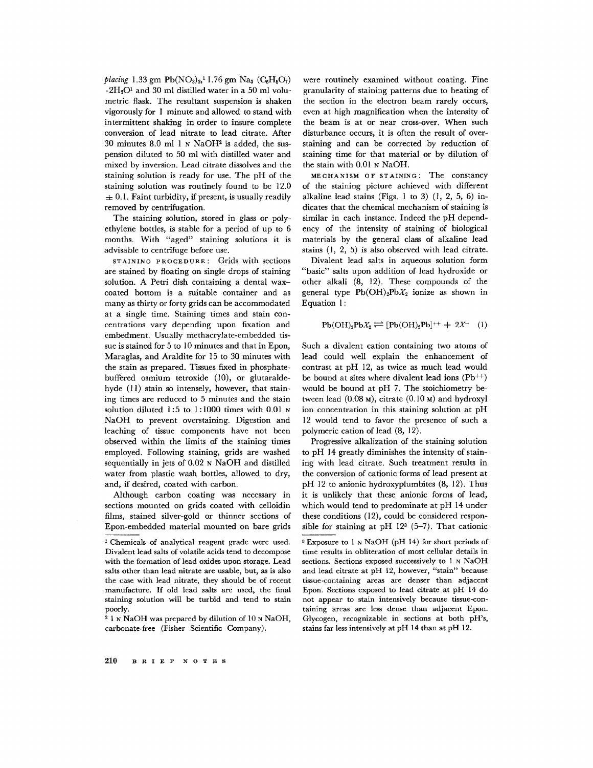*placing* 1.33 gm $Pb(NO_3)_2$,[1] 1.76 gm $Na_3(C_6H_5O_7) \cdot 2H_2O$[1] and 30 ml distilled water in a 50 ml volumetric flask. The resultant suspension is shaken vigorously for 1 minute and allowed to stand with intermittent shaking in order to insure complete conversion of lead nitrate to lead citrate. After 30 minutes 8.0 ml 1 N NaOH[2] is added, the suspension diluted to 50 ml with distilled water and mixed by inversion. Lead citrate dissolves and the staining solution is ready for use. The pH of the staining solution was routinely found to be 12.0 $\pm$ 0.1. Faint turbidity, if present, is usually readily removed by centrifugation.

The staining solution, stored in glass or polyethylene bottles, is stable for a period of up to 6 months. With "aged" staining solutions it is advisable to centrifuge before use.

STAINING PROCEDURE: Grids with sections are stained by floating on single drops of staining solution. A Petri dish containing a dental wax–coated bottom is a suitable container and as many as thirty or forty grids can be accommodated at a single time. Staining times and stain concentrations vary depending upon fixation and embedment. Usually methacrylate-embedded tissue is stained for 5 to 10 minutes and that in Epon, Maraglas, and Araldite for 15 to 30 minutes with the stain as prepared. Tissues fixed in phosphate-buffered osmium tetroxide (10), or glutaraldehyde (11) stain so intensely, however, that staining times are reduced to 5 minutes and the stain solution diluted 1:5 to 1:1000 times with 0.01 N NaOH to prevent overstaining. Digestion and leaching of tissue components have not been observed within the limits of the staining times employed. Following staining, grids are washed sequentially in jets of 0.02 N NaOH and distilled water from plastic wash bottles, allowed to dry, and, if desired, coated with carbon.

Although carbon coating was necessary in sections mounted on grids coated with celloidin films, stained silver-gold or thinner sections of Epon-embedded material mounted on bare grids were routinely examined without coating. Fine granularity of staining patterns due to heating of the section in the electron beam rarely occurs, even at high magnification when the intensity of the beam is at or near cross-over. When such disturbance occurs, it is often the result of overstaining and can be corrected by reduction of staining time for that material or by dilution of the stain with 0.01 N NaOH.

MECHANISM OF STAINING: The constancy of the staining picture achieved with different alkaline lead stains (Figs. 1 to 3) (1, 2, 5, 6) indicates that the chemical mechanism of staining is similar in each instance. Indeed the pH dependency of the intensity of staining of biological materials by the general class of alkaline lead stains (1, 2, 5) is also observed with lead citrate.

Divalent lead salts in aqueous solution form "basic" salts upon addition of lead hydroxide or other alkali (8, 12). These compounds of the general type $Pb(OH)_2PbX_2$ ionize as shown in Equation 1:

$$Pb(OH)_2PbX_2 \rightleftharpoons [Pb(OH)_2Pb]^{++} + 2X^- \quad (1)$$

Such a divalent cation containing two atoms of lead could well explain the enhancement of contrast at pH 12, as twice as much lead would be bound at sites where divalent lead ions ($Pb^{++}$) would be bound at pH 7. The stoichiometry between lead (0.08 M), citrate (0.10 M) and hydroxyl ion concentration in this staining solution at pH 12 would tend to favor the presence of such a polymeric cation of lead (8, 12).

Progressive alkalization of the staining solution to pH 14 greatly diminishes the intensity of staining with lead citrate. Such treatment results in the conversion of cationic forms of lead present at pH 12 to anionic hydroxyplumbites (8, 12). Thus it is unlikely that these anionic forms of lead, which would tend to predominate at pH 14 under these conditions (12), could be considered responsible for staining at pH 12[3] (5–7). That cationic

---

[1] Chemicals of analytical reagent grade were used. Divalent lead salts of volatile acids tend to decompose with the formation of lead oxides upon storage. Lead salts other than lead nitrate are usable, but, as is also the case with lead nitrate, they should be of recent manufacture. If old lead salts are used, the final staining solution will be turbid and tend to stain poorly.

[2] 1 N NaOH was prepared by dilution of 10 N NaOH, carbonate-free (Fisher Scientific Company).

[3] Exposure to 1 N NaOH (pH 14) for short periods of time results in obliteration of most cellular details in sections. Sections exposed successively to 1 N NaOH and lead citrate at pH 12, however, "stain" because tissue-containing areas are denser than adjacent Epon. Sections exposed to lead citrate at pH 14 do not appear to stain intensively because tissue-containing areas are less dense than adjacent Epon. Glycogen, recognizable in sections at both pH's, stains far less intensively at pH 14 than at pH 12.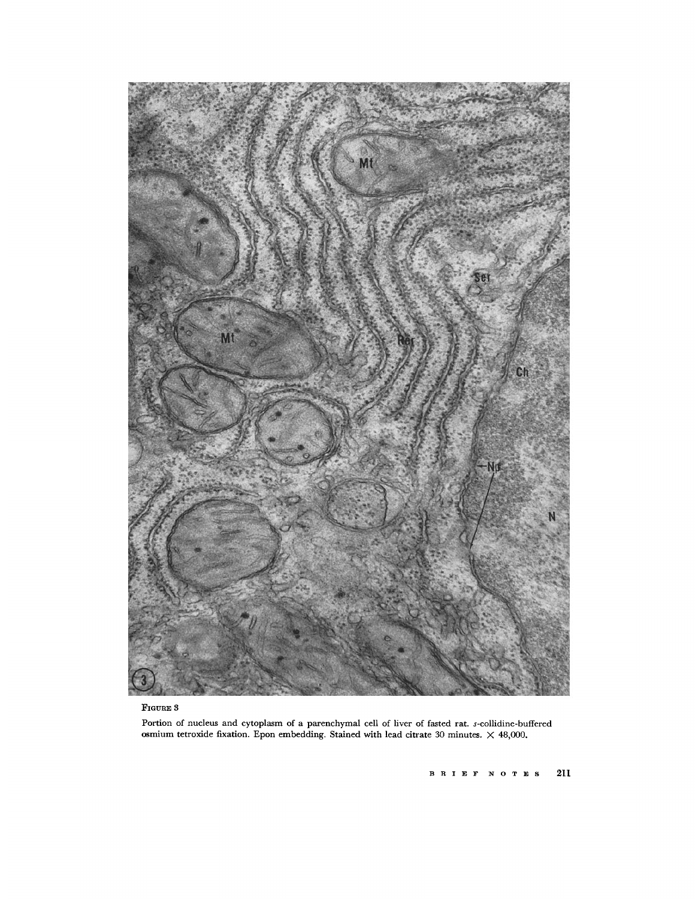FIGURE 3

Portion of nucleus and cytoplasm of a parenchymal cell of liver of fasted rat. *s*-collidine-buffered osmium tetroxide fixation. Epon embedding. Stained with lead citrate 30 minutes. × 48,000.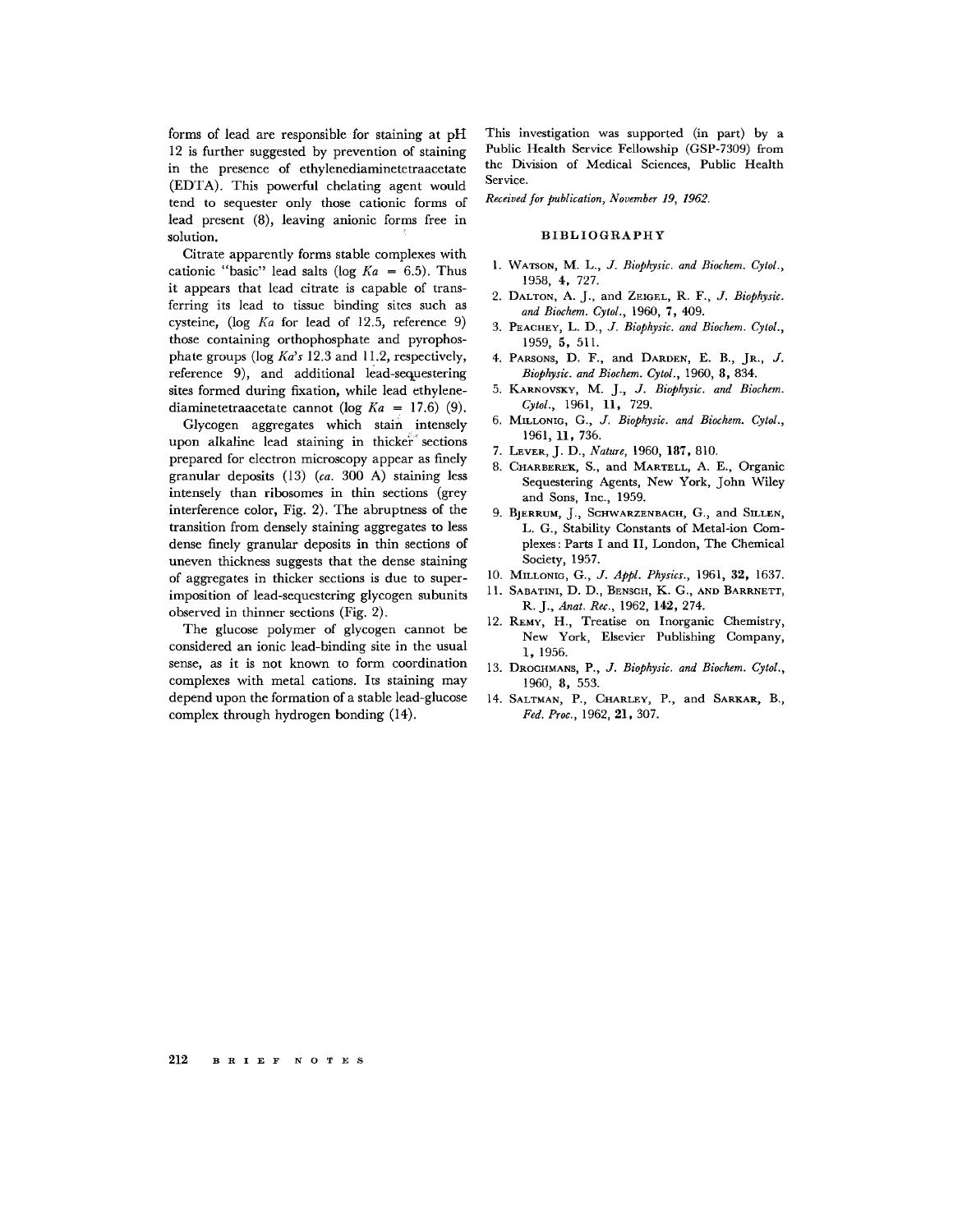forms of lead are responsible for staining at pH 12 is further suggested by prevention of staining in the presence of ethylenediaminetetraacetate (EDTA). This powerful chelating agent would tend to sequester only those cationic forms of lead present (8), leaving anionic forms free in solution.

Citrate apparently forms stable complexes with cationic "basic" lead salts (log $Ka$ = 6.5). Thus it appears that lead citrate is capable of transferring its lead to tissue binding sites such as cysteine, (log $Ka$ for lead of 12.5, reference 9) those containing orthophosphate and pyrophosphate groups (log $Ka$'s 12.3 and 11.2, respectively, reference 9), and additional lead-sequestering sites formed during fixation, while lead ethylenediaminetetraacetate cannot (log $Ka$ = 17.6) (9).

Glycogen aggregates which stain intensely upon alkaline lead staining in thicker sections prepared for electron microscopy appear as finely granular deposits (13) (*ca.* 300 A) staining less intensely than ribosomes in thin sections (grey interference color, Fig. 2). The abruptness of the transition from densely staining aggregates to less dense finely granular deposits in thin sections of uneven thickness suggests that the dense staining of aggregates in thicker sections is due to superimposition of lead-sequestering glycogen subunits observed in thinner sections (Fig. 2).

The glucose polymer of glycogen cannot be considered an ionic lead-binding site in the usual sense, as it is not known to form coordination complexes with metal cations. Its staining may depend upon the formation of a stable lead-glucose complex through hydrogen bonding (14).

This investigation was supported (in part) by a Public Health Service Fellowship (GSP-7309) from the Division of Medical Sciences, Public Health Service.

*Received for publication, November 19, 1962.*

## BIBLIOGRAPHY

1. Watson, M. L., *J. Biophysic. and Biochem. Cytol.*, 1958, **4**, 727.
2. Dalton, A. J., and Zeigel, R. F., *J. Biophysic. and Biochem. Cytol.*, 1960, **7**, 409.
3. Peachey, L. D., *J. Biophysic. and Biochem. Cytol.*, 1959, **5**, 511.
4. Parsons, D. F., and Darden, E. B., Jr., *J. Biophysic. and Biochem. Cytol.*, 1960, **8**, 834.
5. Karnovsky, M. J., *J. Biophysic. and Biochem. Cytol.*, 1961, **11**, 729.
6. Millonig, G., *J. Biophysic. and Biochem. Cytol.*, 1961, **11**, 736.
7. Lever, J. D., *Nature*, 1960, **187**, 810.
8. Charberek, S., and Martell, A. E., Organic Sequestering Agents, New York, John Wiley and Sons, Inc., 1959.
9. Bjerrum, J., Schwarzenbach, G., and Sillen, L. G., Stability Constants of Metal-ion Complexes: Parts I and II, London, The Chemical Society, 1957.
10. Millonig, G., *J. Appl. Physics.*, 1961, **32**, 1637.
11. Sabatini, D. D., Bensch, K. G., and Barrnett, R. J., *Anat. Rec.*, 1962, **142**, 274.
12. Remy, H., Treatise on Inorganic Chemistry, New York, Elsevier Publishing Company, **1**, 1956.
13. Droghmans, P., *J. Biophysic. and Biochem. Cytol.*, 1960, **8**, 553.
14. Saltman, P., Charley, P., and Sarkar, B., *Fed. Proc.*, 1962, **21**, 307.